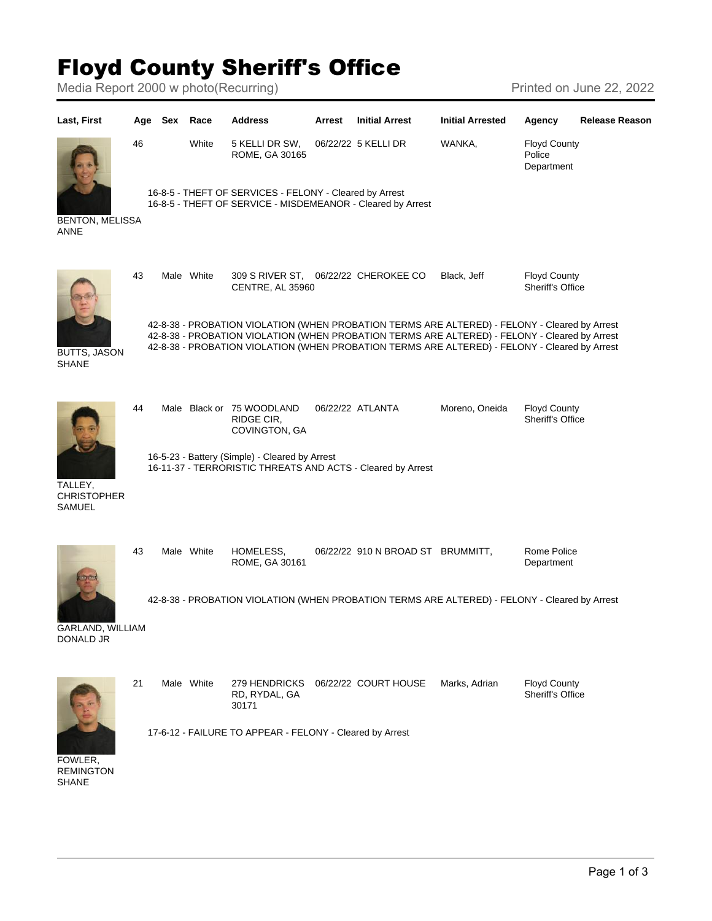# Floyd County Sheriff's Office

Media Report 2000 w photo(Recurring)

Printed on June 22, 2022

| Last, First | Age | Sex | Race | Address | Arrest | Initial Arrest | Initial Arrested | Agency | Release Reason |
|---|---|---|---|---|---|---|---|---|---|
| BENTON, MELISSA ANNE | 46 | | White | 5 KELLI DR SW, ROME, GA 30165 | 06/22/22 | 5 KELLI DR | WANKA, | Floyd County Police Department | |
| | 16-8-5 - THEFT OF SERVICES - FELONY - Cleared by Arrest<br>16-8-5 - THEFT OF SERVICE - MISDEMEANOR - Cleared by Arrest | | | | | | | | |
| BUTTS, JASON SHANE | 43 | Male | White | 309 S RIVER ST, CENTRE, AL 35960 | 06/22/22 | CHEROKEE CO | Black, Jeff | Floyd County Sheriff's Office | |
| | 42-8-38 - PROBATION VIOLATION (WHEN PROBATION TERMS ARE ALTERED) - FELONY - Cleared by Arrest<br>42-8-38 - PROBATION VIOLATION (WHEN PROBATION TERMS ARE ALTERED) - FELONY - Cleared by Arrest<br>42-8-38 - PROBATION VIOLATION (WHEN PROBATION TERMS ARE ALTERED) - FELONY - Cleared by Arrest | | | | | | | | |
| TALLEY, CHRISTOPHER SAMUEL | 44 | Male | Black or | 75 WOODLAND RIDGE CIR, COVINGTON, GA | 06/22/22 | ATLANTA | Moreno, Oneida | Floyd County Sheriff's Office | |
| | 16-5-23 - Battery (Simple) - Cleared by Arrest<br>16-11-37 - TERRORISTIC THREATS AND ACTS - Cleared by Arrest | | | | | | | | |
| GARLAND, WILLIAM DONALD JR | 43 | Male | White | HOMELESS, ROME, GA 30161 | 06/22/22 | 910 N BROAD ST | BRUMMITT, | Rome Police Department | |
| | 42-8-38 - PROBATION VIOLATION (WHEN PROBATION TERMS ARE ALTERED) - FELONY - Cleared by Arrest | | | | | | | | |
| FOWLER, REMINGTON SHANE | 21 | Male | White | 279 HENDRICKS RD, RYDAL, GA 30171 | 06/22/22 | COURT HOUSE | Marks, Adrian | Floyd County Sheriff's Office | |
| | 17-6-12 - FAILURE TO APPEAR - FELONY - Cleared by Arrest | | | | | | | | |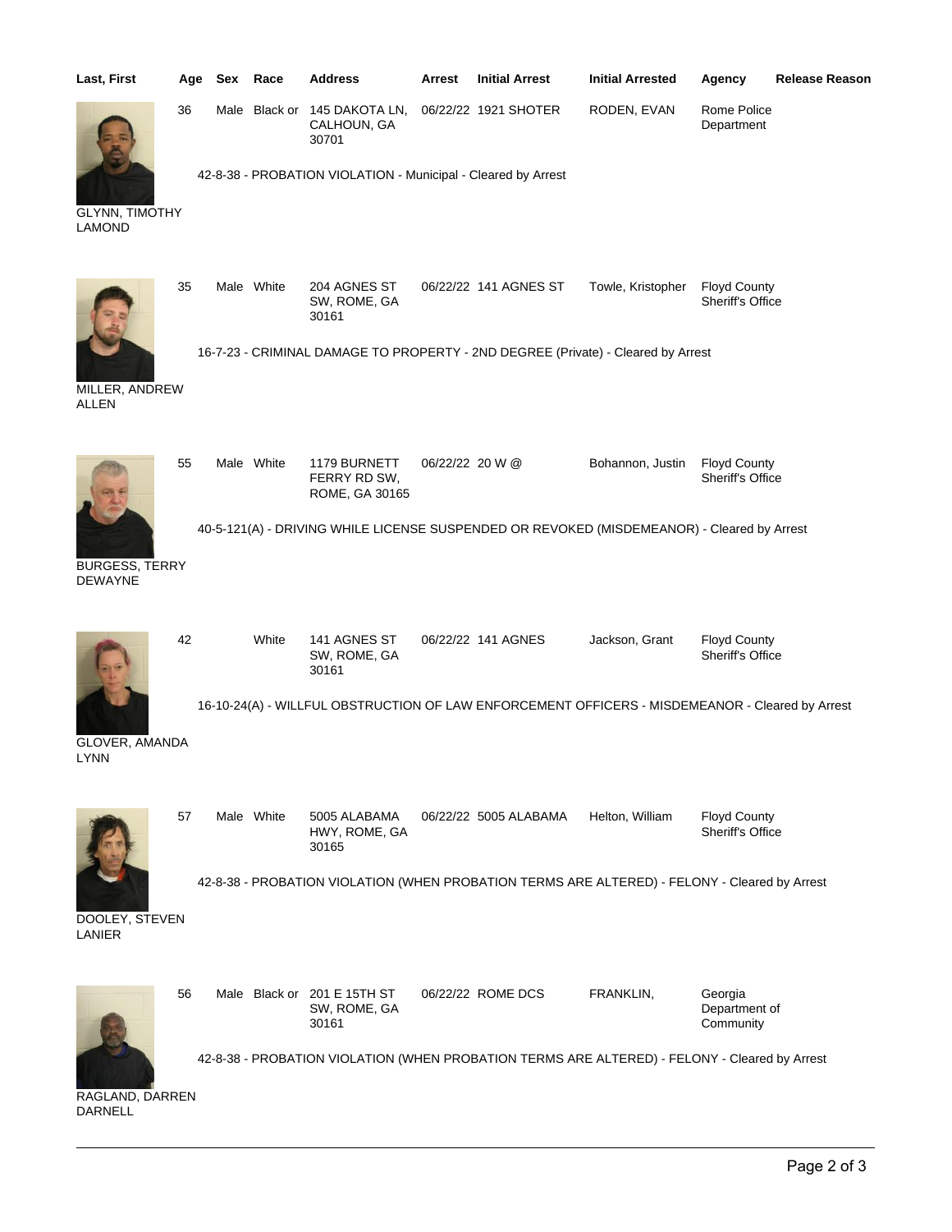| Last, First | Age | Sex | Race | Address | Arrest | Initial Arrest | Initial Arrested | Agency | Release Reason |
|---|---|---|---|---|---|---|---|---|---|
| GLYNN, TIMOTHY LAMOND | 36 | Male | Black or | 145 DAKOTA LN, CALHOUN, GA 30701 | 06/22/22 | 1921 SHOTER | RODEN, EVAN | Rome Police Department | |
| | 42-8-38 - PROBATION VIOLATION - Municipal - Cleared by Arrest | | | | | | | | |
| MILLER, ANDREW ALLEN | 35 | Male | White | 204 AGNES ST SW, ROME, GA 30161 | 06/22/22 | 141 AGNES ST | Towle, Kristopher | Floyd County Sheriff's Office | |
| | 16-7-23 - CRIMINAL DAMAGE TO PROPERTY - 2ND DEGREE (Private) - Cleared by Arrest | | | | | | | | |
| BURGESS, TERRY DEWAYNE | 55 | Male | White | 1179 BURNETT FERRY RD SW, ROME, GA 30165 | 06/22/22 | 20 W @ | Bohannon, Justin | Floyd County Sheriff's Office | |
| | 40-5-121(A) - DRIVING WHILE LICENSE SUSPENDED OR REVOKED (MISDEMEANOR) - Cleared by Arrest | | | | | | | | |
| GLOVER, AMANDA LYNN | 42 | | White | 141 AGNES ST SW, ROME, GA 30161 | 06/22/22 | 141 AGNES | Jackson, Grant | Floyd County Sheriff's Office | |
| | 16-10-24(A) - WILLFUL OBSTRUCTION OF LAW ENFORCEMENT OFFICERS - MISDEMEANOR - Cleared by Arrest | | | | | | | | |
| DOOLEY, STEVEN LANIER | 57 | Male | White | 5005 ALABAMA HWY, ROME, GA 30165 | 06/22/22 | 5005 ALABAMA | Helton, William | Floyd County Sheriff's Office | |
| | 42-8-38 - PROBATION VIOLATION (WHEN PROBATION TERMS ARE ALTERED) - FELONY - Cleared by Arrest | | | | | | | | |
| RAGLAND, DARREN DARNELL | 56 | Male | Black or | 201 E 15TH ST SW, ROME, GA 30161 | 06/22/22 | ROME DCS | FRANKLIN, | Georgia Department of Community | |
| | 42-8-38 - PROBATION VIOLATION (WHEN PROBATION TERMS ARE ALTERED) - FELONY - Cleared by Arrest | | | | | | | | |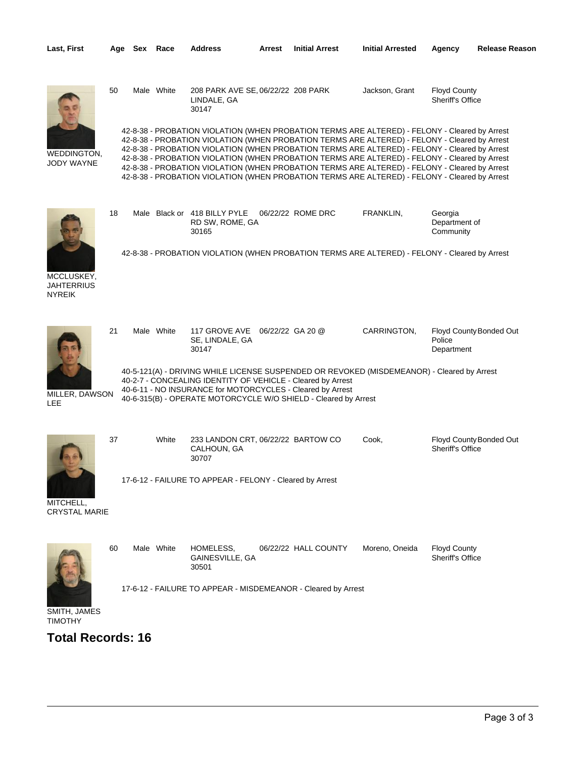| Last, First | Age | Sex | Race | Address | Arrest | Initial Arrest | Initial Arrested | Agency | Release Reason |
|---|---|---|---|---|---|---|---|---|---|
| WEDDINGTON, JODY WAYNE | 50 | Male | White | 208 PARK AVE SE, LINDALE, GA 30147 | 06/22/22 | 208 PARK | Jackson, Grant | Floyd County Sheriff's Office | |

42-8-38 - PROBATION VIOLATION (WHEN PROBATION TERMS ARE ALTERED) - FELONY - Cleared by Arrest
42-8-38 - PROBATION VIOLATION (WHEN PROBATION TERMS ARE ALTERED) - FELONY - Cleared by Arrest
42-8-38 - PROBATION VIOLATION (WHEN PROBATION TERMS ARE ALTERED) - FELONY - Cleared by Arrest
42-8-38 - PROBATION VIOLATION (WHEN PROBATION TERMS ARE ALTERED) - FELONY - Cleared by Arrest
42-8-38 - PROBATION VIOLATION (WHEN PROBATION TERMS ARE ALTERED) - FELONY - Cleared by Arrest
42-8-38 - PROBATION VIOLATION (WHEN PROBATION TERMS ARE ALTERED) - FELONY - Cleared by Arrest

| Last, First | Age | Sex | Race | Address | Arrest | Initial Arrest | Initial Arrested | Agency | Release Reason |
|---|---|---|---|---|---|---|---|---|---|
| MCCLUSKEY, JAHTERRIUS NYREIK | 18 | Male | Black or | 418 BILLY PYLE RD SW, ROME, GA 30165 | 06/22/22 | ROME DRC | FRANKLIN, | Georgia Department of Community | |

42-8-38 - PROBATION VIOLATION (WHEN PROBATION TERMS ARE ALTERED) - FELONY - Cleared by Arrest

| Last, First | Age | Sex | Race | Address | Arrest | Initial Arrest | Initial Arrested | Agency | Release Reason |
|---|---|---|---|---|---|---|---|---|---|
| MILLER, DAWSON LEE | 21 | Male | White | 117 GROVE AVE SE, LINDALE, GA 30147 | 06/22/22 | GA 20 @ | CARRINGTON, | Floyd County Police Department | Bonded Out |

40-5-121(A) - DRIVING WHILE LICENSE SUSPENDED OR REVOKED (MISDEMEANOR) - Cleared by Arrest
40-2-7 - CONCEALING IDENTITY OF VEHICLE - Cleared by Arrest
40-6-11 - NO INSURANCE for MOTORCYCLES - Cleared by Arrest
40-6-315(B) - OPERATE MOTORCYCLE W/O SHIELD - Cleared by Arrest

| Last, First | Age | Sex | Race | Address | Arrest | Initial Arrest | Initial Arrested | Agency | Release Reason |
|---|---|---|---|---|---|---|---|---|---|
| MITCHELL, CRYSTAL MARIE | 37 | | White | 233 LANDON CRT, CALHOUN, GA 30707 | 06/22/22 | BARTOW CO | Cook, | Floyd County Sheriff's Office | Bonded Out |

17-6-12 - FAILURE TO APPEAR - FELONY - Cleared by Arrest

| Last, First | Age | Sex | Race | Address | Arrest | Initial Arrest | Initial Arrested | Agency | Release Reason |
|---|---|---|---|---|---|---|---|---|---|
| SMITH, JAMES TIMOTHY | 60 | Male | White | HOMELESS, GAINESVILLE, GA 30501 | 06/22/22 | HALL COUNTY | Moreno, Oneida | Floyd County Sheriff's Office | |

17-6-12 - FAILURE TO APPEAR - MISDEMEANOR - Cleared by Arrest

## Total Records: 16